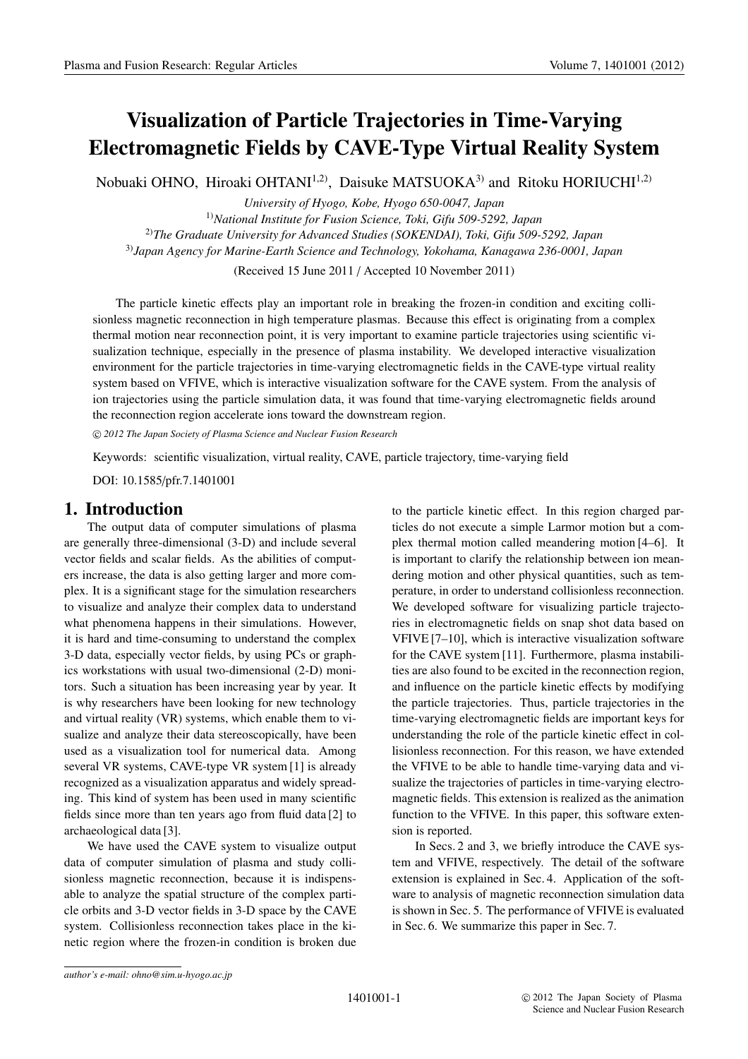# Visualization of Particle Trajectories in Time-Varying Electromagnetic Fields by CAVE-Type Virtual Reality System

Nobuaki OHNO, Hiroaki OHTANI[1,2], Daisuke MATSUOKA[3] and Ritoku HORIUCHI[1,2]

*University of Hyogo, Kobe, Hyogo 650-0047, Japan*
[1]*National Institute for Fusion Science, Toki, Gifu 509-5292, Japan*
[2]*The Graduate University for Advanced Studies (SOKENDAI), Toki, Gifu 509-5292, Japan*
[3]*Japan Agency for Marine-Earth Science and Technology, Yokohama, Kanagawa 236-0001, Japan*

(Received 15 June 2011 / Accepted 10 November 2011)

The particle kinetic effects play an important role in breaking the frozen-in condition and exciting collisionless magnetic reconnection in high temperature plasmas. Because this effect is originating from a complex thermal motion near reconnection point, it is very important to examine particle trajectories using scientific visualization technique, especially in the presence of plasma instability. We developed interactive visualization environment for the particle trajectories in time-varying electromagnetic fields in the CAVE-type virtual reality system based on VFIVE, which is interactive visualization software for the CAVE system. From the analysis of ion trajectories using the particle simulation data, it was found that time-varying electromagnetic fields around the reconnection region accelerate ions toward the downstream region.

*© 2012 The Japan Society of Plasma Science and Nuclear Fusion Research*

Keywords: scientific visualization, virtual reality, CAVE, particle trajectory, time-varying field

DOI: 10.1585/pfr.7.1401001

## 1. Introduction

The output data of computer simulations of plasma are generally three-dimensional (3-D) and include several vector fields and scalar fields. As the abilities of computers increase, the data is also getting larger and more complex. It is a significant stage for the simulation researchers to visualize and analyze their complex data to understand what phenomena happens in their simulations. However, it is hard and time-consuming to understand the complex 3-D data, especially vector fields, by using PCs or graphics workstations with usual two-dimensional (2-D) monitors. Such a situation has been increasing year by year. It is why researchers have been looking for new technology and virtual reality (VR) systems, which enable them to visualize and analyze their data stereoscopically, have been used as a visualization tool for numerical data. Among several VR systems, CAVE-type VR system [1] is already recognized as a visualization apparatus and widely spreading. This kind of system has been used in many scientific fields since more than ten years ago from fluid data [2] to archaeological data [3].

We have used the CAVE system to visualize output data of computer simulation of plasma and study collisionless magnetic reconnection, because it is indispensable to analyze the spatial structure of the complex particle orbits and 3-D vector fields in 3-D space by the CAVE system. Collisionless reconnection takes place in the kinetic region where the frozen-in condition is broken due to the particle kinetic effect. In this region charged particles do not execute a simple Larmor motion but a complex thermal motion called meandering motion [4–6]. It is important to clarify the relationship between ion meandering motion and other physical quantities, such as temperature, in order to understand collisionless reconnection. We developed software for visualizing particle trajectories in electromagnetic fields on snap shot data based on VFIVE [7–10], which is interactive visualization software for the CAVE system [11]. Furthermore, plasma instabilities are also found to be excited in the reconnection region, and influence on the particle kinetic effects by modifying the particle trajectories. Thus, particle trajectories in the time-varying electromagnetic fields are important keys for understanding the role of the particle kinetic effect in collisionless reconnection. For this reason, we have extended the VFIVE to be able to handle time-varying data and visualize the trajectories of particles in time-varying electromagnetic fields. This extension is realized as the animation function to the VFIVE. In this paper, this software extension is reported.

In Secs. 2 and 3, we briefly introduce the CAVE system and VFIVE, respectively. The detail of the software extension is explained in Sec. 4. Application of the software to analysis of magnetic reconnection simulation data is shown in Sec. 5. The performance of VFIVE is evaluated in Sec. 6. We summarize this paper in Sec. 7.

---

*author's e-mail: ohno@sim.u-hyogo.ac.jp*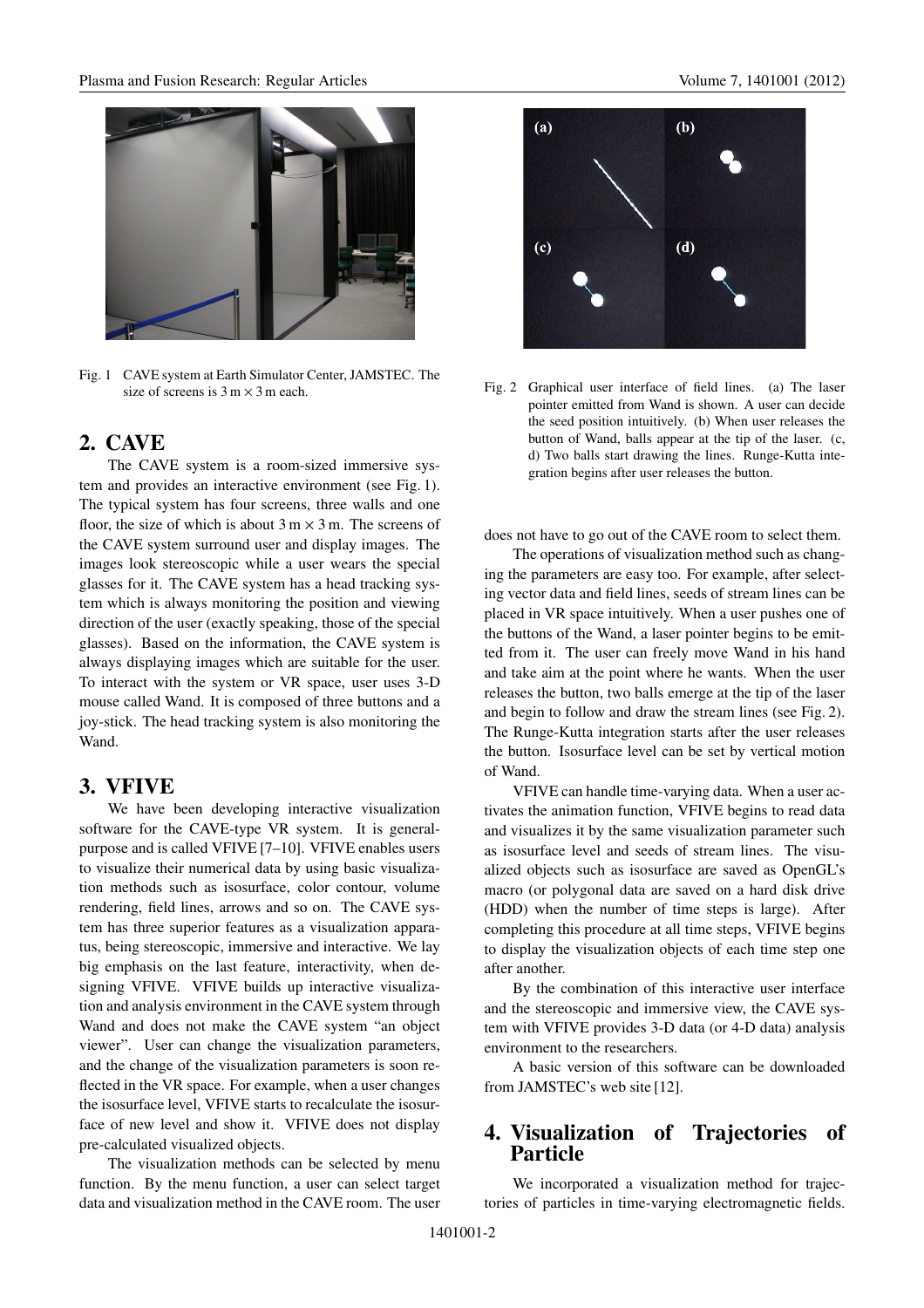Fig. 1 CAVE system at Earth Simulator Center, JAMSTEC. The size of screens is $3\,\text{m} \times 3\,\text{m}$ each.

## 2. CAVE

The CAVE system is a room-sized immersive system and provides an interactive environment (see Fig. 1). The typical system has four screens, three walls and one floor, the size of which is about $3\,\text{m} \times 3\,\text{m}$. The screens of the CAVE system surround user and display images. The images look stereoscopic while a user wears the special glasses for it. The CAVE system has a head tracking system which is always monitoring the position and viewing direction of the user (exactly speaking, those of the special glasses). Based on the information, the CAVE system is always displaying images which are suitable for the user. To interact with the system or VR space, user uses 3-D mouse called Wand. It is composed of three buttons and a joy-stick. The head tracking system is also monitoring the Wand.

## 3. VFIVE

We have been developing interactive visualization software for the CAVE-type VR system. It is general-purpose and is called VFIVE [7–10]. VFIVE enables users to visualize their numerical data by using basic visualization methods such as isosurface, color contour, volume rendering, field lines, arrows and so on. The CAVE system has three superior features as a visualization apparatus, being stereoscopic, immersive and interactive. We lay big emphasis on the last feature, interactivity, when designing VFIVE. VFIVE builds up interactive visualization and analysis environment in the CAVE system through Wand and does not make the CAVE system "an object viewer". User can change the visualization parameters, and the change of the visualization parameters is soon reflected in the VR space. For example, when a user changes the isosurface level, VFIVE starts to recalculate the isosurface of new level and show it. VFIVE does not display pre-calculated visualized objects.

The visualization methods can be selected by menu function. By the menu function, a user can select target data and visualization method in the CAVE room. The user does not have to go out of the CAVE room to select them.

Fig. 2 Graphical user interface of field lines. (a) The laser pointer emitted from Wand is shown. A user can decide the seed position intuitively. (b) When user releases the button of Wand, balls appear at the tip of the laser. (c, d) Two balls start drawing the lines. Runge-Kutta integration begins after user releases the button.

The operations of visualization method such as changing the parameters are easy too. For example, after selecting vector data and field lines, seeds of stream lines can be placed in VR space intuitively. When a user pushes one of the buttons of the Wand, a laser pointer begins to be emitted from it. The user can freely move Wand in his hand and take aim at the point where he wants. When the user releases the button, two balls emerge at the tip of the laser and begin to follow and draw the stream lines (see Fig. 2). The Runge-Kutta integration starts after the user releases the button. Isosurface level can be set by vertical motion of Wand.

VFIVE can handle time-varying data. When a user activates the animation function, VFIVE begins to read data and visualizes it by the same visualization parameter such as isosurface level and seeds of stream lines. The visualized objects such as isosurface are saved as OpenGL's macro (or polygonal data are saved on a hard disk drive (HDD) when the number of time steps is large). After completing this procedure at all time steps, VFIVE begins to display the visualization objects of each time step one after another.

By the combination of this interactive user interface and the stereoscopic and immersive view, the CAVE system with VFIVE provides 3-D data (or 4-D data) analysis environment to the researchers.

A basic version of this software can be downloaded from JAMSTEC's web site [12].

## 4. Visualization of Trajectories of Particle

We incorporated a visualization method for trajectories of particles in time-varying electromagnetic fields.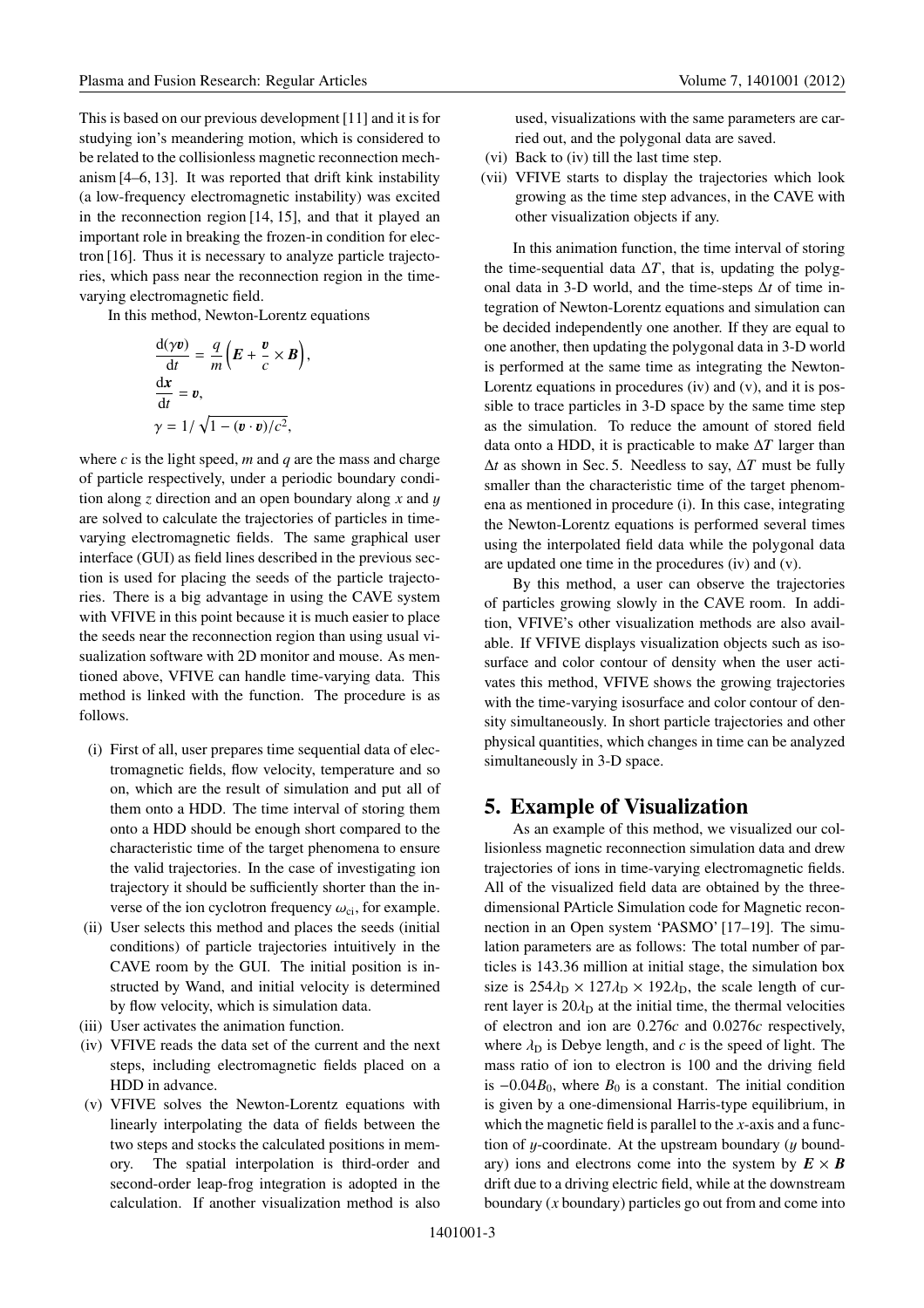This is based on our previous development [11] and it is for studying ion's meandering motion, which is considered to be related to the collisionless magnetic reconnection mechanism [4–6, 13]. It was reported that drift kink instability (a low-frequency electromagnetic instability) was excited in the reconnection region [14, 15], and that it played an important role in breaking the frozen-in condition for electron [16]. Thus it is necessary to analyze particle trajectories, which pass near the reconnection region in the time-varying electromagnetic field.

In this method, Newton-Lorentz equations

$$
\begin{aligned}
\frac{\mathrm{d}(\gamma \boldsymbol{v})}{\mathrm{d}t} &= \frac{q}{m}\left(\boldsymbol{E} + \frac{\boldsymbol{v}}{c} \times \boldsymbol{B}\right), \\
\frac{\mathrm{d}\boldsymbol{x}}{\mathrm{d}t} &= \boldsymbol{v}, \\
\gamma &= 1/\sqrt{1 - (\boldsymbol{v} \cdot \boldsymbol{v})/c^2},
\end{aligned}
$$

where $c$ is the light speed, $m$ and $q$ are the mass and charge of particle respectively, under a periodic boundary condition along $z$ direction and an open boundary along $x$ and $y$ are solved to calculate the trajectories of particles in time-varying electromagnetic fields. The same graphical user interface (GUI) as field lines described in the previous section is used for placing the seeds of the particle trajectories. There is a big advantage in using the CAVE system with VFIVE in this point because it is much easier to place the seeds near the reconnection region than using usual visualization software with 2D monitor and mouse. As mentioned above, VFIVE can handle time-varying data. This method is linked with the function. The procedure is as follows.

- (i) First of all, user prepares time sequential data of electromagnetic fields, flow velocity, temperature and so on, which are the result of simulation and put all of them onto a HDD. The time interval of storing them onto a HDD should be enough short compared to the characteristic time of the target phenomena to ensure the valid trajectories. In the case of investigating ion trajectory it should be sufficiently shorter than the inverse of the ion cyclotron frequency $\omega_{\mathrm{ci}}$, for example.
- (ii) User selects this method and places the seeds (initial conditions) of particle trajectories intuitively in the CAVE room by the GUI. The initial position is instructed by Wand, and initial velocity is determined by flow velocity, which is simulation data.
- (iii) User activates the animation function.
- (iv) VFIVE reads the data set of the current and the next steps, including electromagnetic fields placed on a HDD in advance.
- (v) VFIVE solves the Newton-Lorentz equations with linearly interpolating the data of fields between the two steps and stocks the calculated positions in memory. The spatial interpolation is third-order and second-order leap-frog integration is adopted in the calculation. If another visualization method is also used, visualizations with the same parameters are carried out, and the polygonal data are saved.
- (vi) Back to (iv) till the last time step.
- (vii) VFIVE starts to display the trajectories which look growing as the time step advances, in the CAVE with other visualization objects if any.

In this animation function, the time interval of storing the time-sequential data $\Delta T$, that is, updating the polygonal data in 3-D world, and the time-steps $\Delta t$ of time integration of Newton-Lorentz equations and simulation can be decided independently one another. If they are equal to one another, then updating the polygonal data in 3-D world is performed at the same time as integrating the Newton-Lorentz equations in procedures (iv) and (v), and it is possible to trace particles in 3-D space by the same time step as the simulation. To reduce the amount of stored field data onto a HDD, it is practicable to make $\Delta T$ larger than $\Delta t$ as shown in Sec. 5. Needless to say, $\Delta T$ must be fully smaller than the characteristic time of the target phenomena as mentioned in procedure (i). In this case, integrating the Newton-Lorentz equations is performed several times using the interpolated field data while the polygonal data are updated one time in the procedures (iv) and (v).

By this method, a user can observe the trajectories of particles growing slowly in the CAVE room. In addition, VFIVE's other visualization methods are also available. If VFIVE displays visualization objects such as isosurface and color contour of density when the user activates this method, VFIVE shows the growing trajectories with the time-varying isosurface and color contour of density simultaneously. In short particle trajectories and other physical quantities, which changes in time can be analyzed simultaneously in 3-D space.

## 5. Example of Visualization

As an example of this method, we visualized our collisionless magnetic reconnection simulation data and drew trajectories of ions in time-varying electromagnetic fields. All of the visualized field data are obtained by the three-dimensional PArticle Simulation code for Magnetic reconnection in an Open system 'PASMO' [17–19]. The simulation parameters are as follows: The total number of particles is 143.36 million at initial stage, the simulation box size is $254\lambda_{\mathrm{D}} \times 127\lambda_{\mathrm{D}} \times 192\lambda_{\mathrm{D}}$, the scale length of current layer is $20\lambda_{\mathrm{D}}$ at the initial time, the thermal velocities of electron and ion are $0.276c$ and $0.0276c$ respectively, where $\lambda_{\mathrm{D}}$ is Debye length, and $c$ is the speed of light. The mass ratio of ion to electron is 100 and the driving field is $-0.04B_0$, where $B_0$ is a constant. The initial condition is given by a one-dimensional Harris-type equilibrium, in which the magnetic field is parallel to the $x$-axis and a function of $y$-coordinate. At the upstream boundary ($y$ boundary) ions and electrons come into the system by $\boldsymbol{E} \times \boldsymbol{B}$ drift due to a driving electric field, while at the downstream boundary ($x$ boundary) particles go out from and come into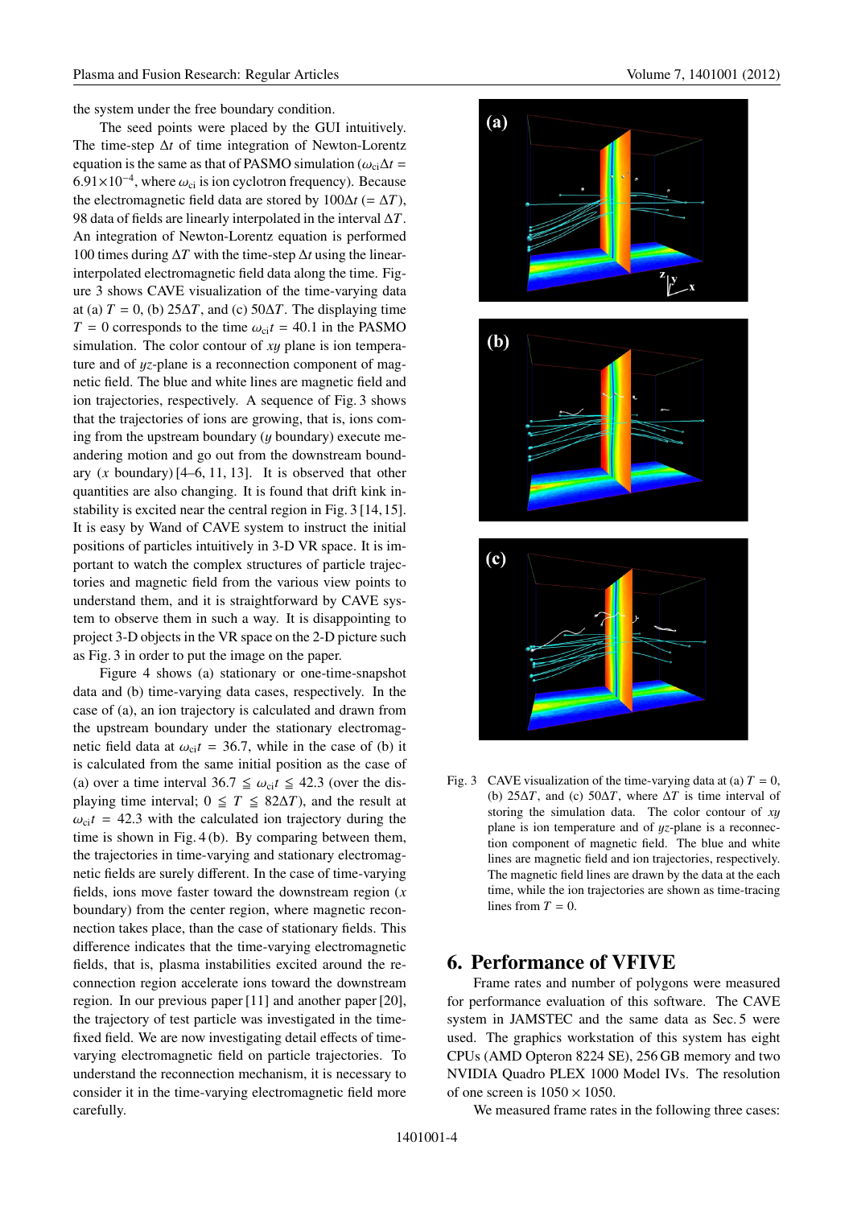the system under the free boundary condition.

The seed points were placed by the GUI intuitively. The time-step $\Delta t$ of time integration of Newton-Lorentz equation is the same as that of PASMO simulation ($\omega_{ci}\Delta t = 6.91\times10^{-4}$, where $\omega_{ci}$ is ion cyclotron frequency). Because the electromagnetic field data are stored by $100\Delta t$ ($= \Delta T$), 98 data of fields are linearly interpolated in the interval $\Delta T$. An integration of Newton-Lorentz equation is performed 100 times during $\Delta T$ with the time-step $\Delta t$ using the linear-interpolated electromagnetic field data along the time. Figure 3 shows CAVE visualization of the time-varying data at (a) $T = 0$, (b) $25\Delta T$, and (c) $50\Delta T$. The displaying time $T = 0$ corresponds to the time $\omega_{ci}t = 40.1$ in the PASMO simulation. The color contour of $xy$ plane is ion temperature and of $yz$-plane is a reconnection component of magnetic field. The blue and white lines are magnetic field and ion trajectories, respectively. A sequence of Fig. 3 shows that the trajectories of ions are growing, that is, ions coming from the upstream boundary ($y$ boundary) execute meandering motion and go out from the downstream boundary ($x$ boundary) [4–6, 11, 13]. It is observed that other quantities are also changing. It is found that drift kink instability is excited near the central region in Fig. 3 [14, 15]. It is easy by Wand of CAVE system to instruct the initial positions of particles intuitively in 3-D VR space. It is important to watch the complex structures of particle trajectories and magnetic field from the various view points to understand them, and it is straightforward by CAVE system to observe them in such a way. It is disappointing to project 3-D objects in the VR space on the 2-D picture such as Fig. 3 in order to put the image on the paper.

Figure 4 shows (a) stationary or one-time-snapshot data and (b) time-varying data cases, respectively. In the case of (a), an ion trajectory is calculated and drawn from the upstream boundary under the stationary electromagnetic field data at $\omega_{ci}t = 36.7$, while in the case of (b) it is calculated from the same initial position as the case of (a) over a time interval $36.7 \leqq \omega_{ci}t \leqq 42.3$ (over the displaying time interval; $0 \leqq T \leqq 82\Delta T$), and the result at $\omega_{ci}t = 42.3$ with the calculated ion trajectory during the time is shown in Fig. 4 (b). By comparing between them, the trajectories in time-varying and stationary electromagnetic fields are surely different. In the case of time-varying fields, ions move faster toward the downstream region ($x$ boundary) from the center region, where magnetic reconnection takes place, than the case of stationary fields. This difference indicates that the time-varying electromagnetic fields, that is, plasma instabilities excited around the reconnection region accelerate ions toward the downstream region. In our previous paper [11] and another paper [20], the trajectory of test particle was investigated in the time-fixed field. We are now investigating detail effects of time-varying electromagnetic field on particle trajectories. To understand the reconnection mechanism, it is necessary to consider it in the time-varying electromagnetic field more carefully.

Fig. 3 CAVE visualization of the time-varying data at (a) $T = 0$, (b) $25\Delta T$, and (c) $50\Delta T$, where $\Delta T$ is time interval of storing the simulation data. The color contour of $xy$ plane is ion temperature and of $yz$-plane is a reconnection component of magnetic field. The blue and white lines are magnetic field and ion trajectories, respectively. The magnetic field lines are drawn by the data at the each time, while the ion trajectories are shown as time-tracing lines from $T = 0$.

## 6. Performance of VFIVE

Frame rates and number of polygons were measured for performance evaluation of this software. The CAVE system in JAMSTEC and the same data as Sec. 5 were used. The graphics workstation of this system has eight CPUs (AMD Opteron 8224 SE), 256 GB memory and two NVIDIA Quadro PLEX 1000 Model IVs. The resolution of one screen is $1050 \times 1050$.

We measured frame rates in the following three cases: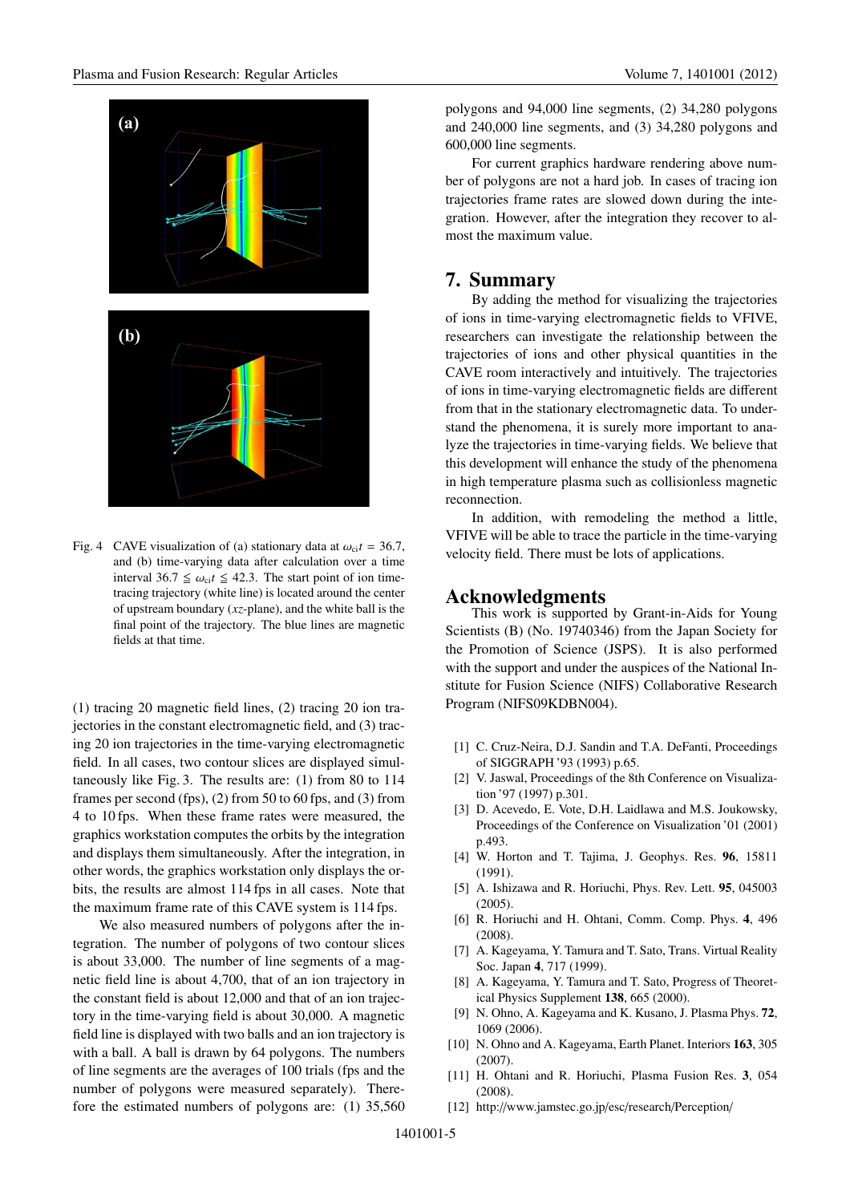Fig. 4 CAVE visualization of (a) stationary data at $\omega_{ci}t = 36.7$, and (b) time-varying data after calculation over a time interval $36.7 \leqq \omega_{ci}t \leqq 42.3$. The start point of ion time-tracing trajectory (white line) is located around the center of upstream boundary ($xz$-plane), and the white ball is the final point of the trajectory. The blue lines are magnetic fields at that time.

(1) tracing 20 magnetic field lines, (2) tracing 20 ion trajectories in the constant electromagnetic field, and (3) tracing 20 ion trajectories in the time-varying electromagnetic field. In all cases, two contour slices are displayed simultaneously like Fig. 3. The results are: (1) from 80 to 114 frames per second (fps), (2) from 50 to 60 fps, and (3) from 4 to 10 fps. When these frame rates were measured, the graphics workstation computes the orbits by the integration and displays them simultaneously. After the integration, in other words, the graphics workstation only displays the orbits, the results are almost 114 fps in all cases. Note that the maximum frame rate of this CAVE system is 114 fps.

We also measured numbers of polygons after the integration. The number of polygons of two contour slices is about 33,000. The number of line segments of a magnetic field line is about 4,700, that of an ion trajectory in the constant field is about 12,000 and that of an ion trajectory in the time-varying field is about 30,000. A magnetic field line is displayed with two balls and an ion trajectory is with a ball. A ball is drawn by 64 polygons. The numbers of line segments are the averages of 100 trials (fps and the number of polygons were measured separately). Therefore the estimated numbers of polygons are: (1) 35,560 polygons and 94,000 line segments, (2) 34,280 polygons and 240,000 line segments, and (3) 34,280 polygons and 600,000 line segments.

For current graphics hardware rendering above number of polygons are not a hard job. In cases of tracing ion trajectories frame rates are slowed down during the integration. However, after the integration they recover to almost the maximum value.

## 7. Summary

By adding the method for visualizing the trajectories of ions in time-varying electromagnetic fields to VFIVE, researchers can investigate the relationship between the trajectories of ions and other physical quantities in the CAVE room interactively and intuitively. The trajectories of ions in time-varying electromagnetic fields are different from that in the stationary electromagnetic data. To understand the phenomena, it is surely more important to analyze the trajectories in time-varying fields. We believe that this development will enhance the study of the phenomena in high temperature plasma such as collisionless magnetic reconnection.

In addition, with remodeling the method a little, VFIVE will be able to trace the particle in the time-varying velocity field. There must be lots of applications.

## Acknowledgments

This work is supported by Grant-in-Aids for Young Scientists (B) (No. 19740346) from the Japan Society for the Promotion of Science (JSPS). It is also performed with the support and under the auspices of the National Institute for Fusion Science (NIFS) Collaborative Research Program (NIFS09KDBN004).

[1] C. Cruz-Neira, D.J. Sandin and T.A. DeFanti, Proceedings of SIGGRAPH '93 (1993) p.65.
[2] V. Jaswal, Proceedings of the 8th Conference on Visualization '97 (1997) p.301.
[3] D. Acevedo, E. Vote, D.H. Laidlawa and M.S. Joukowsky, Proceedings of the Conference on Visualization '01 (2001) p.493.
[4] W. Horton and T. Tajima, J. Geophys. Res. **96**, 15811 (1991).
[5] A. Ishizawa and R. Horiuchi, Phys. Rev. Lett. **95**, 045003 (2005).
[6] R. Horiuchi and H. Ohtani, Comm. Comp. Phys. **4**, 496 (2008).
[7] A. Kageyama, Y. Tamura and T. Sato, Trans. Virtual Reality Soc. Japan **4**, 717 (1999).
[8] A. Kageyama, Y. Tamura and T. Sato, Progress of Theoretical Physics Supplement **138**, 665 (2000).
[9] N. Ohno, A. Kageyama and K. Kusano, J. Plasma Phys. **72**, 1069 (2006).
[10] N. Ohno and A. Kageyama, Earth Planet. Interiors **163**, 305 (2007).
[11] H. Ohtani and R. Horiuchi, Plasma Fusion Res. **3**, 054 (2008).
[12] http://www.jamstec.go.jp/esc/research/Perception/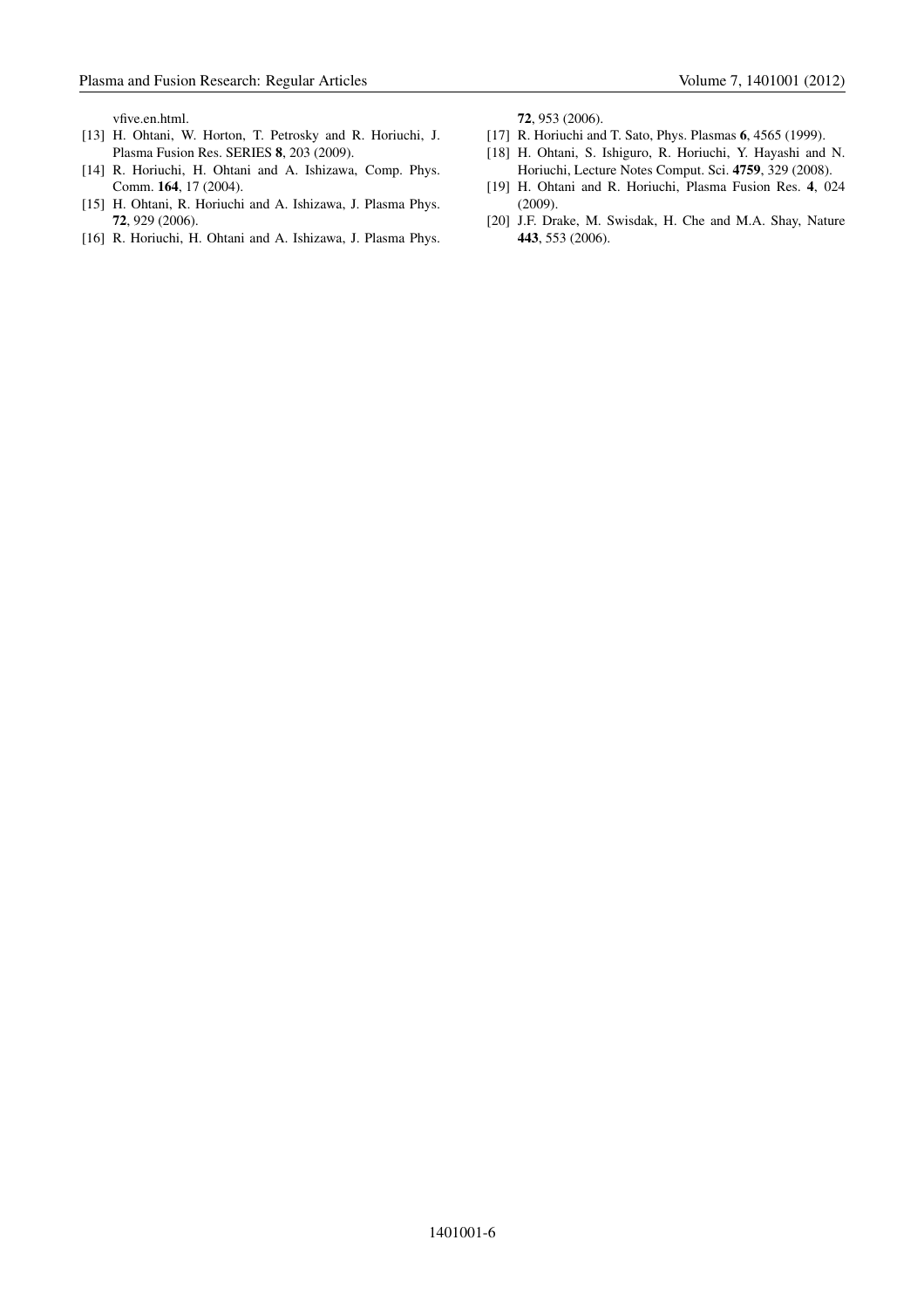vfive.en.html.

[13] H. Ohtani, W. Horton, T. Petrosky and R. Horiuchi, J. Plasma Fusion Res. SERIES **8**, 203 (2009).

[14] R. Horiuchi, H. Ohtani and A. Ishizawa, Comp. Phys. Comm. **164**, 17 (2004).

[15] H. Ohtani, R. Horiuchi and A. Ishizawa, J. Plasma Phys. **72**, 929 (2006).

[16] R. Horiuchi, H. Ohtani and A. Ishizawa, J. Plasma Phys. **72**, 953 (2006).

[17] R. Horiuchi and T. Sato, Phys. Plasmas **6**, 4565 (1999).

[18] H. Ohtani, S. Ishiguro, R. Horiuchi, Y. Hayashi and N. Horiuchi, Lecture Notes Comput. Sci. **4759**, 329 (2008).

[19] H. Ohtani and R. Horiuchi, Plasma Fusion Res. **4**, 024 (2009).

[20] J.F. Drake, M. Swisdak, H. Che and M.A. Shay, Nature **443**, 553 (2006).